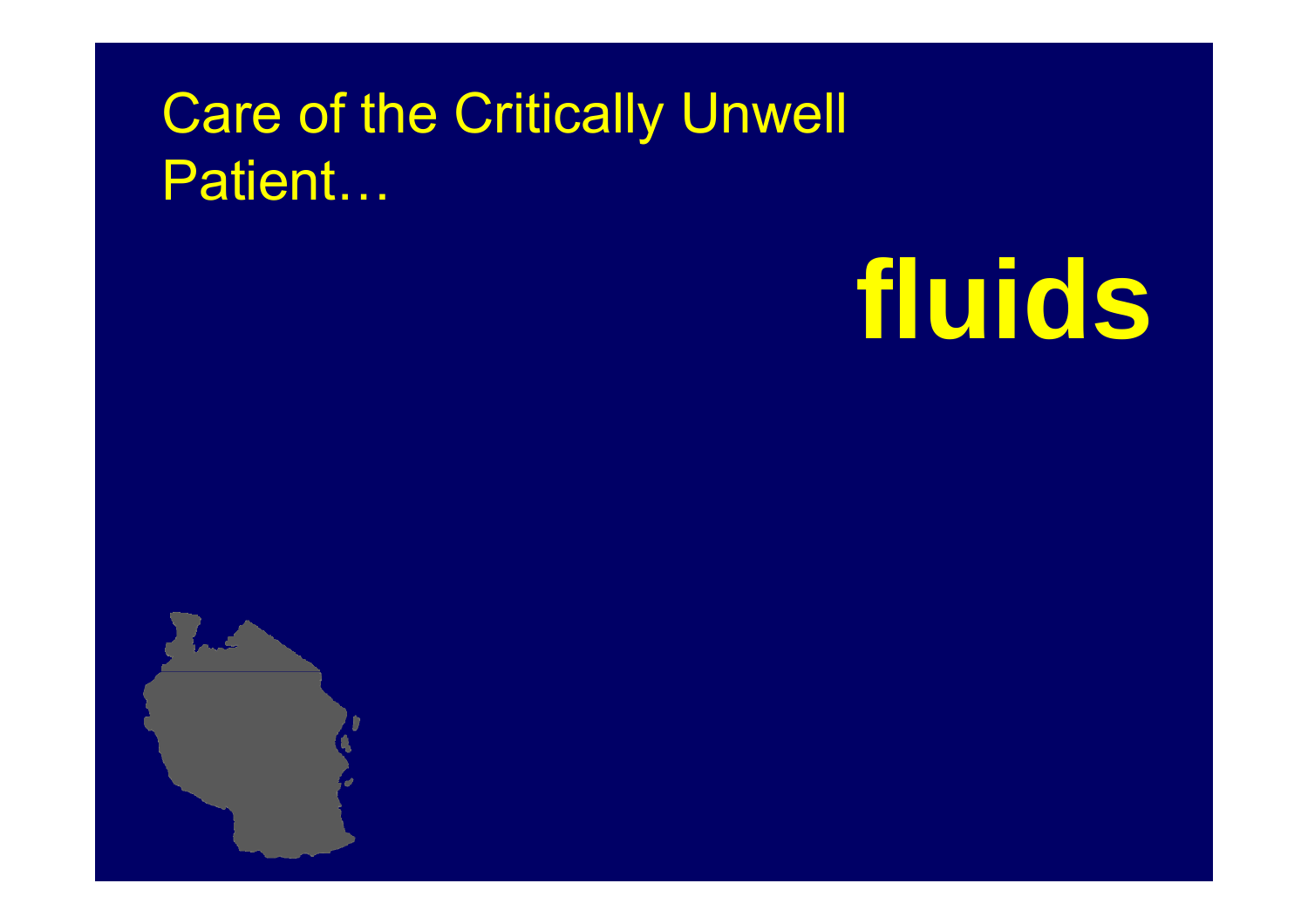Care of the Critically Unwell Patient…

# fluids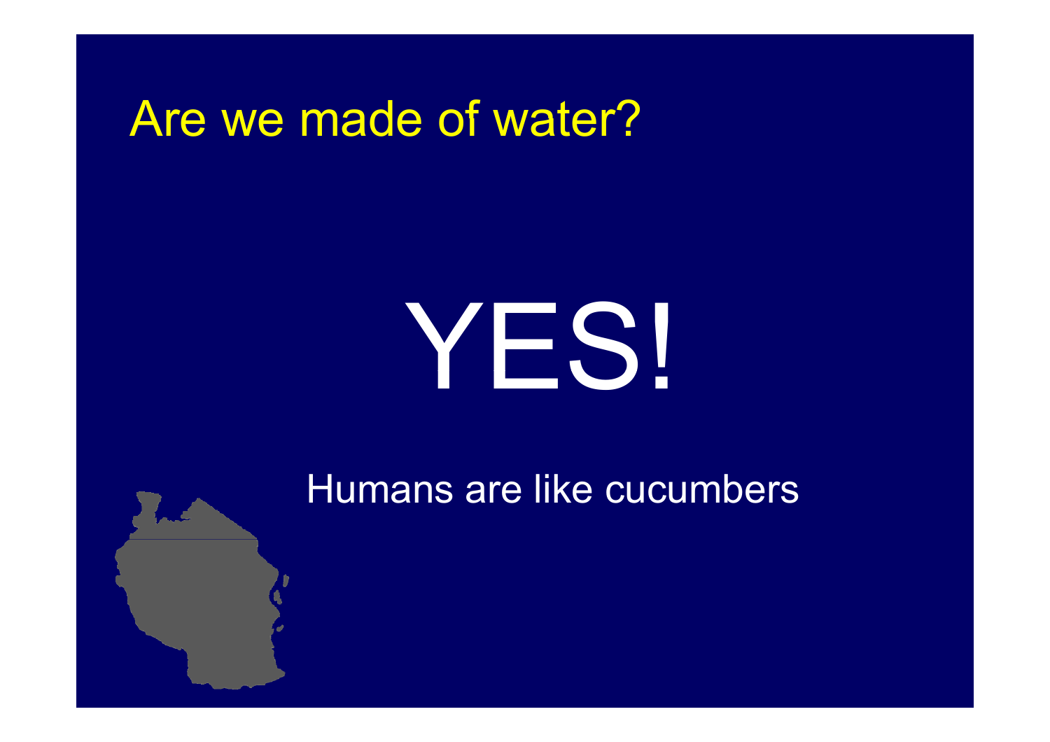# Are we made of water?

YES!

Humans are like cucumbers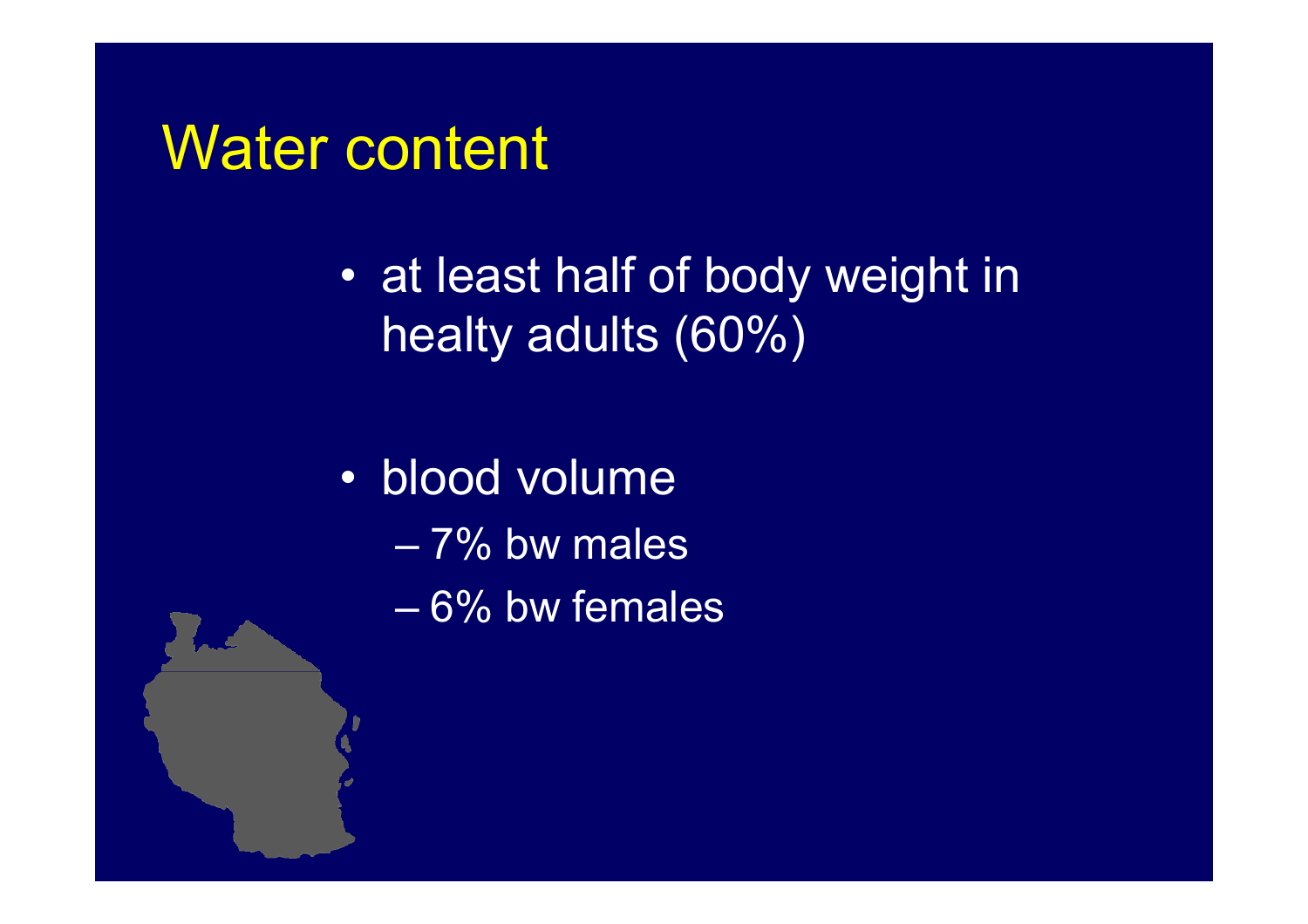# Water content

- at least half of body weight in healty adults (60%)

- blood volume
  - 7% bw males
  - 6% bw females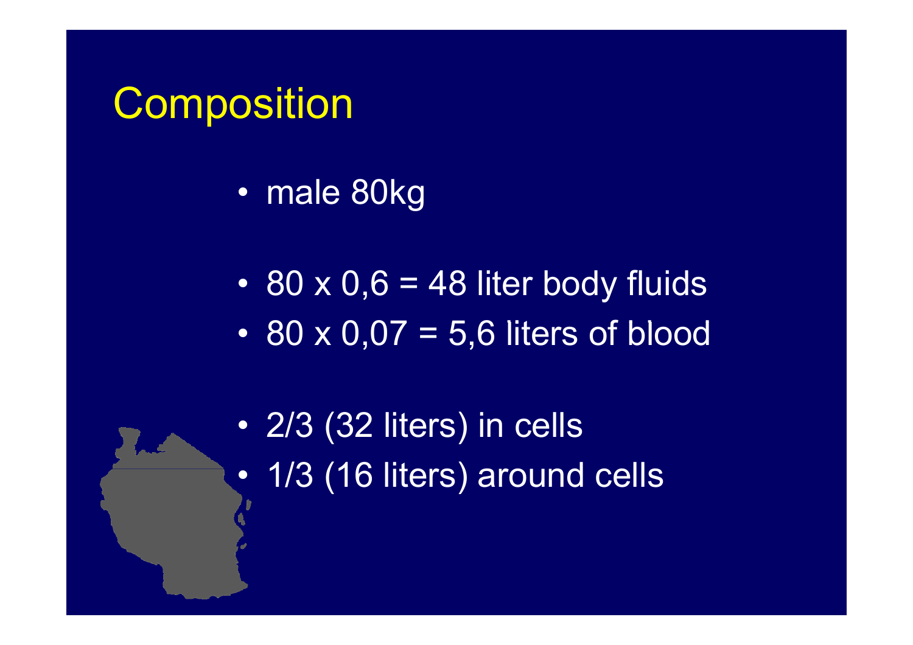# Composition

- male 80kg

- 80 x 0,6 = 48 liter body fluids
- 80 x 0,07 = 5,6 liters of blood

- 2/3 (32 liters) in cells
- 1/3 (16 liters) around cells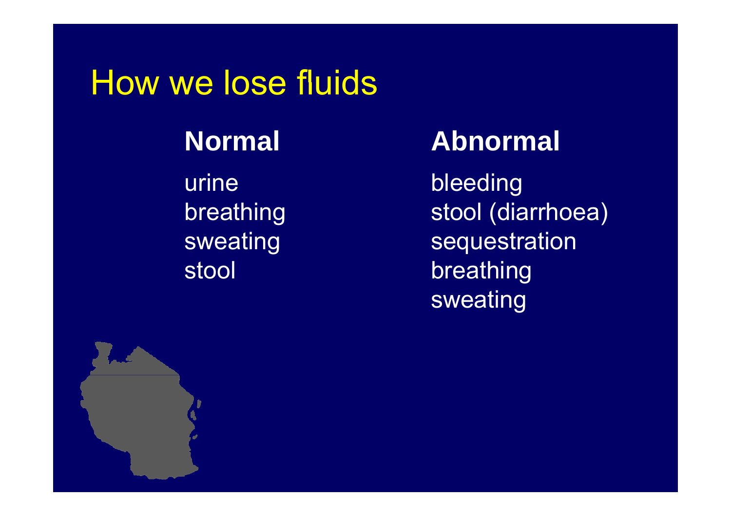# How we lose fluids

| **Normal** | **Abnormal** |
| --- | --- |
| urine | bleeding |
| breathing | stool (diarrhoea) |
| sweating | sequestration |
| stool | breathing |
| | sweating |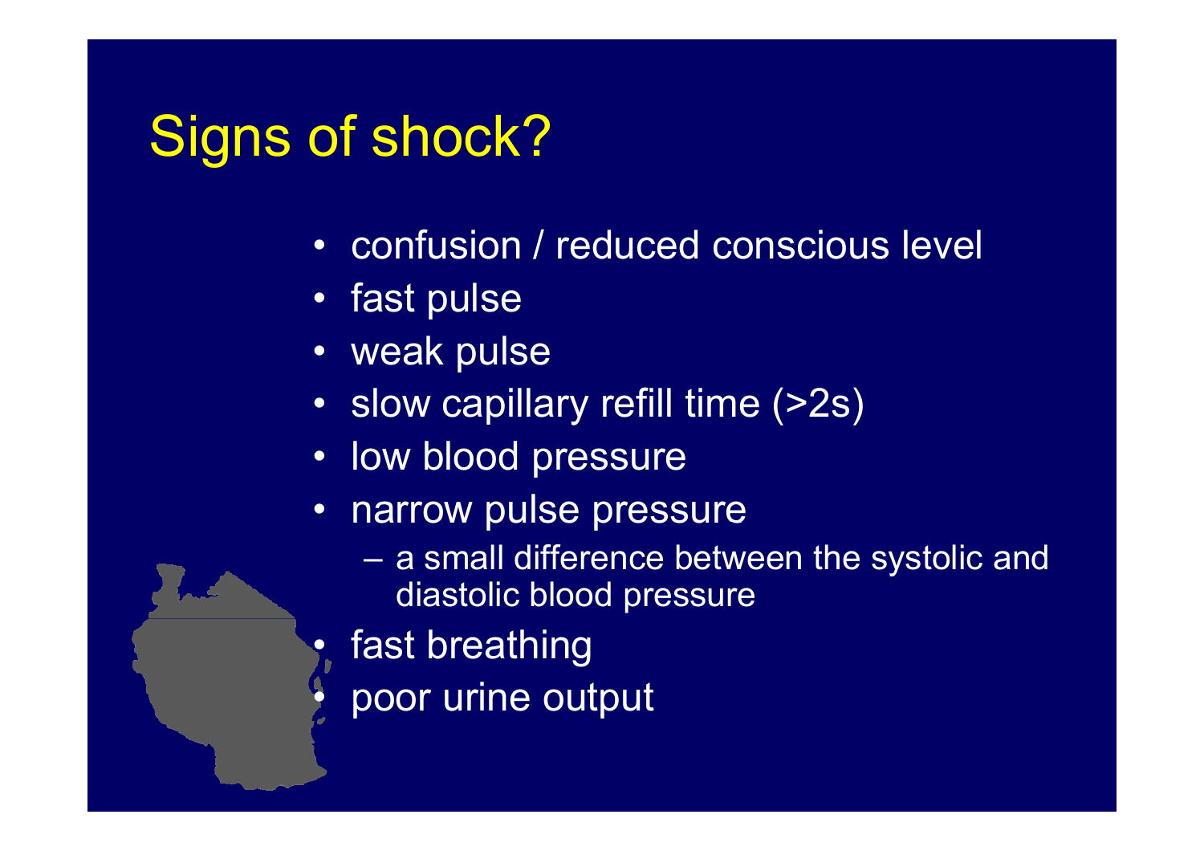# Signs of shock?

- confusion / reduced conscious level
- fast pulse
- weak pulse
- slow capillary refill time (>2s)
- low blood pressure
- narrow pulse pressure
  - a small difference between the systolic and diastolic blood pressure
- fast breathing
- poor urine output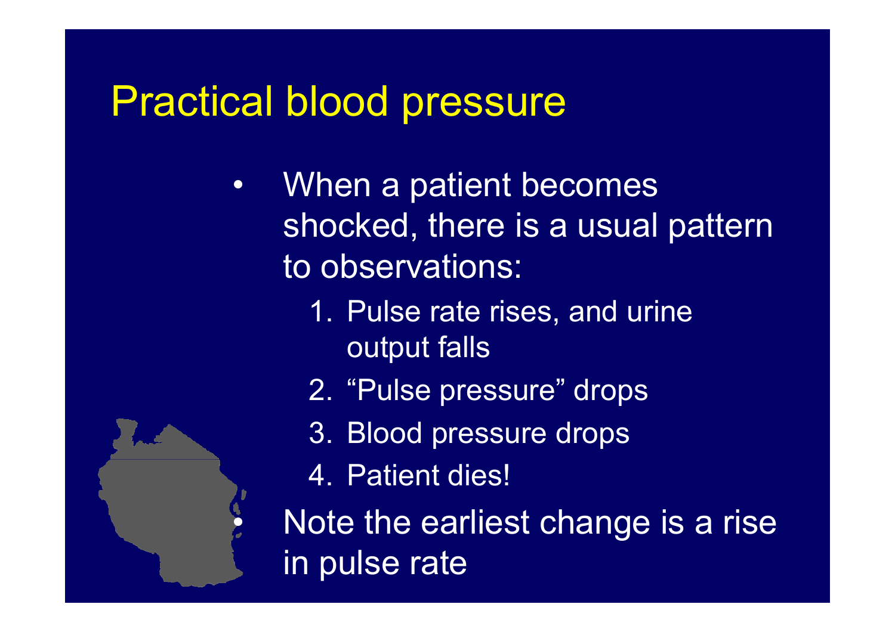# Practical blood pressure

- When a patient becomes shocked, there is a usual pattern to observations:
  1. Pulse rate rises, and urine output falls
  2. "Pulse pressure" drops
  3. Blood pressure drops
  4. Patient dies!
- Note the earliest change is a rise in pulse rate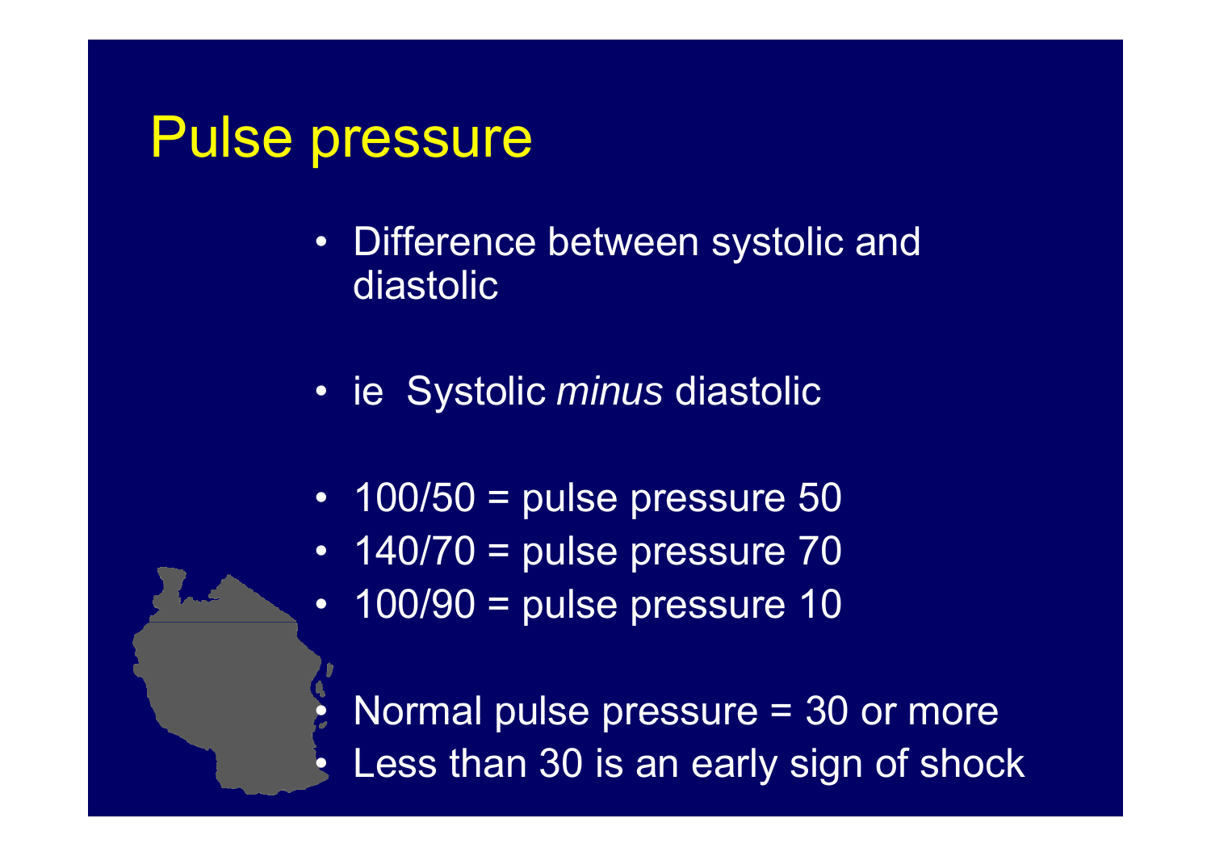# Pulse pressure

- Difference between systolic and diastolic

- ie Systolic *minus* diastolic

- 100/50 = pulse pressure 50
- 140/70 = pulse pressure 70
- 100/90 = pulse pressure 10

- Normal pulse pressure = 30 or more
- Less than 30 is an early sign of shock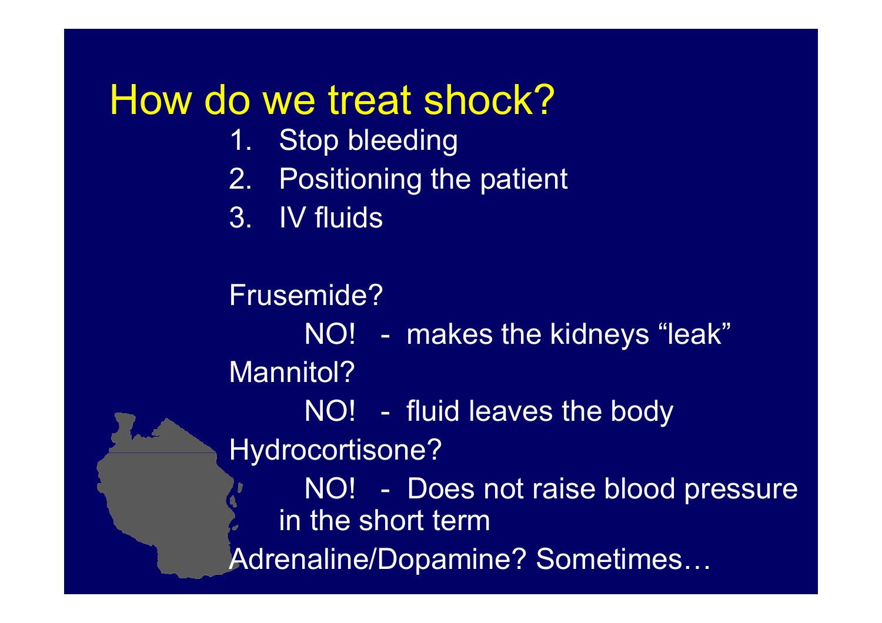# How do we treat shock?

1. Stop bleeding
2. Positioning the patient
3. IV fluids

Frusemide?

NO! - makes the kidneys "leak"

Mannitol?

NO! - fluid leaves the body

Hydrocortisone?

NO! - Does not raise blood pressure in the short term

Adrenaline/Dopamine? Sometimes…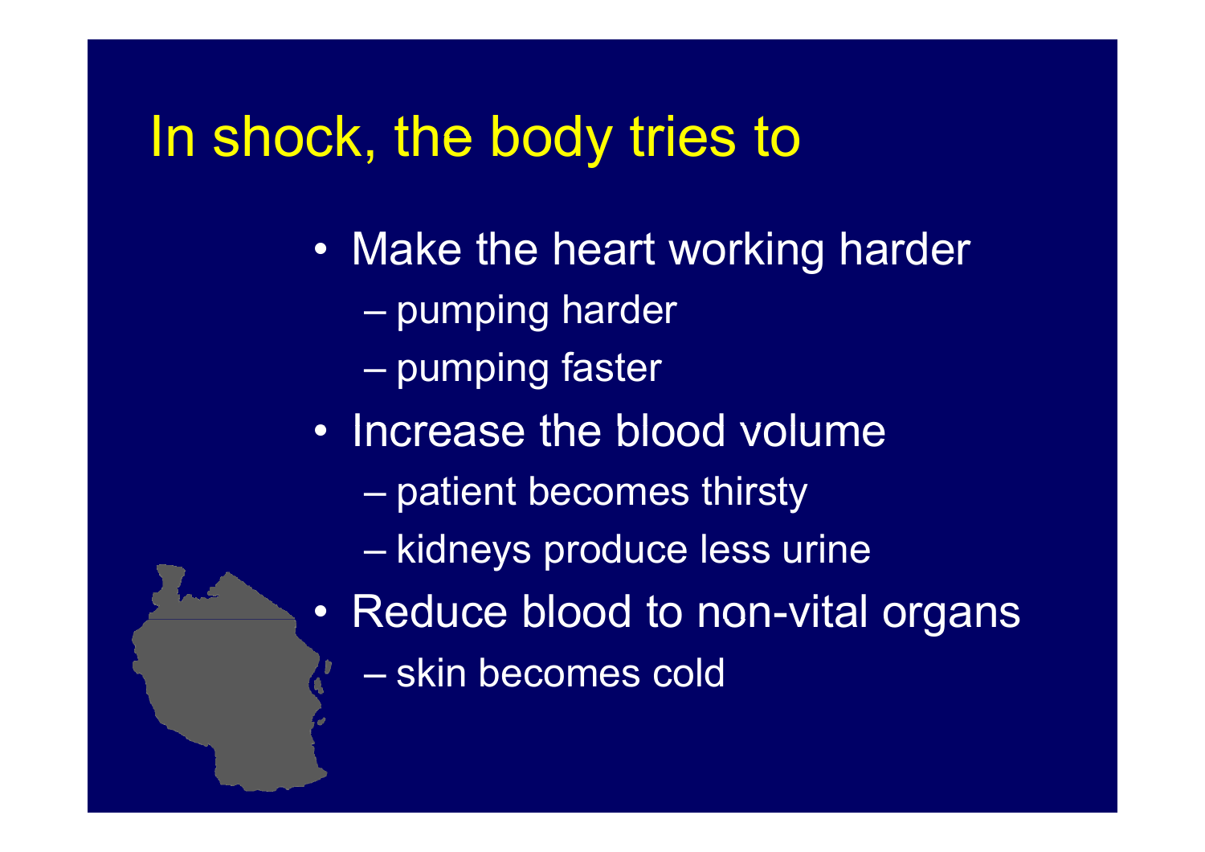# In shock, the body tries to

- Make the heart working harder
  - pumping harder
  - pumping faster
- Increase the blood volume
  - patient becomes thirsty
  - kidneys produce less urine
- Reduce blood to non-vital organs
  - skin becomes cold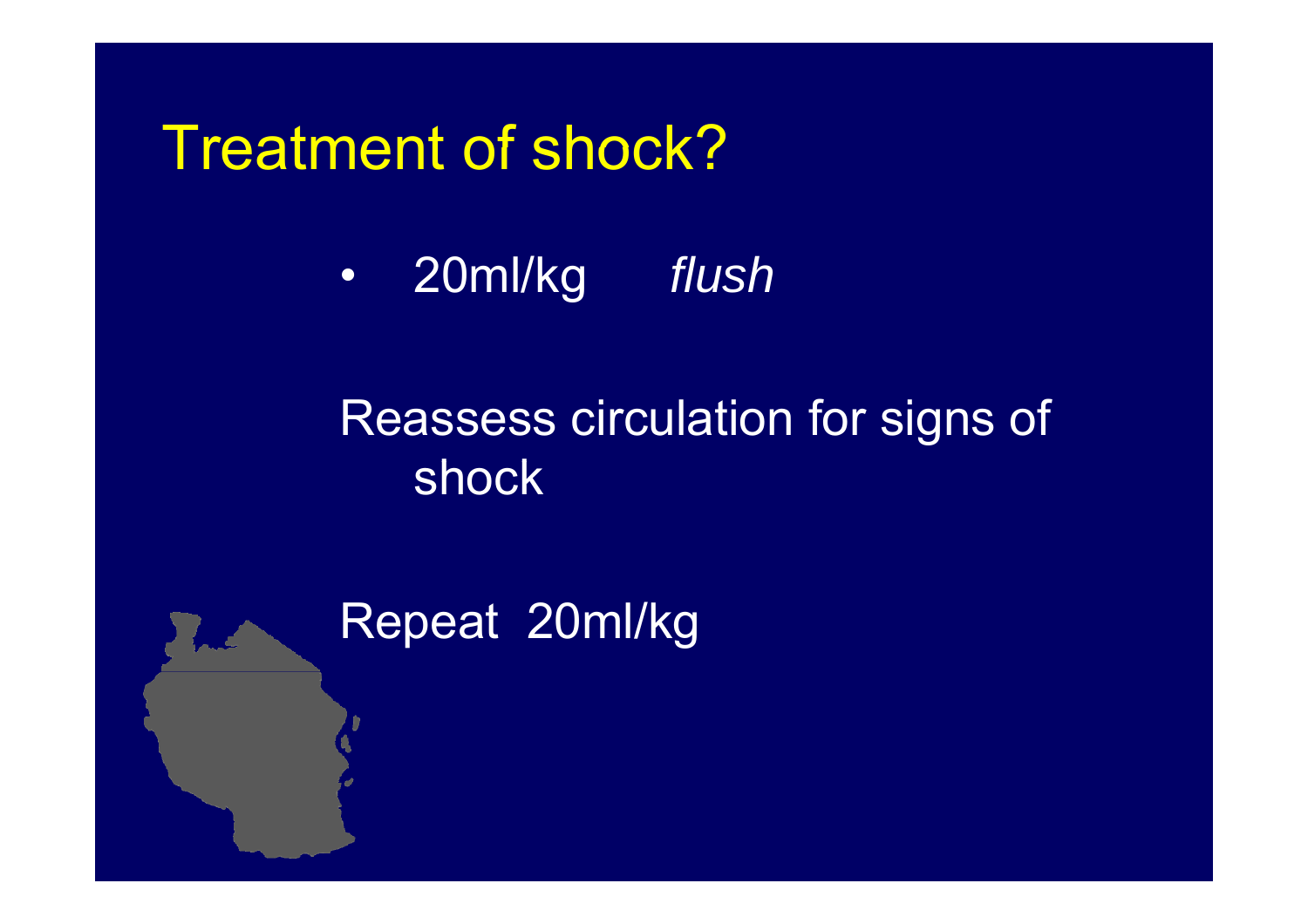# Treatment of shock?

- 20ml/kg *flush*

Reassess circulation for signs of shock

Repeat 20ml/kg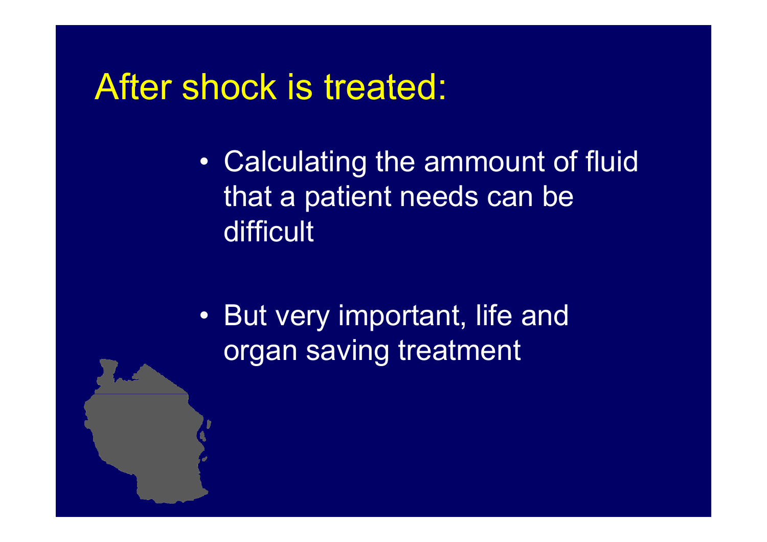# After shock is treated:

- Calculating the ammount of fluid that a patient needs can be difficult

- But very important, life and organ saving treatment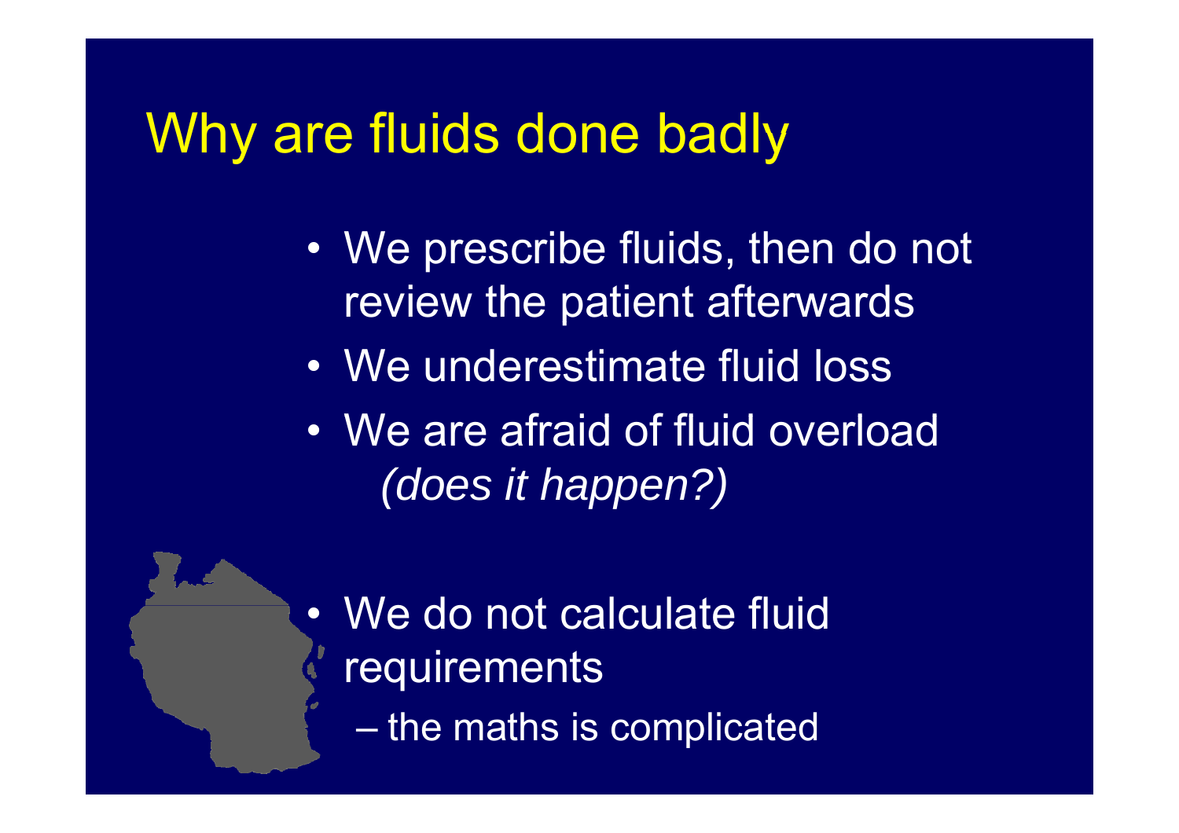# Why are fluids done badly

- We prescribe fluids, then do not review the patient afterwards
- We underestimate fluid loss
- We are afraid of fluid overload *(does it happen?)*
- We do not calculate fluid requirements
  - the maths is complicated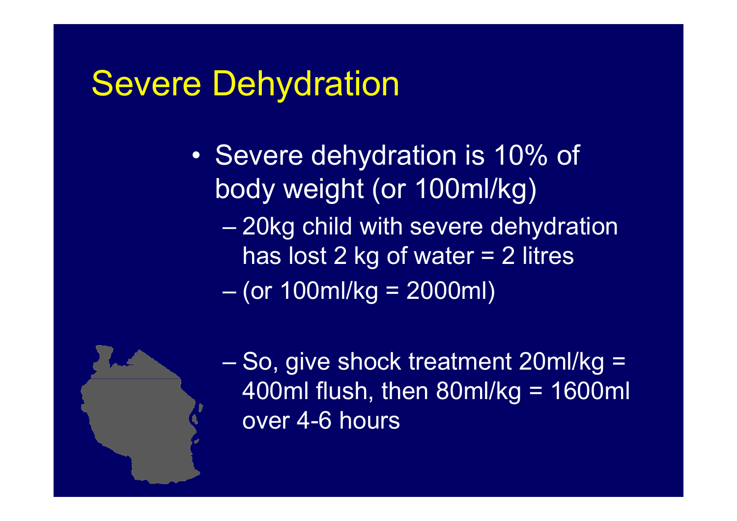# Severe Dehydration

- Severe dehydration is 10% of body weight (or 100ml/kg)
  - 20kg child with severe dehydration has lost 2 kg of water = 2 litres
  - (or 100ml/kg = 2000ml)
  - So, give shock treatment 20ml/kg = 400ml flush, then 80ml/kg = 1600ml over 4-6 hours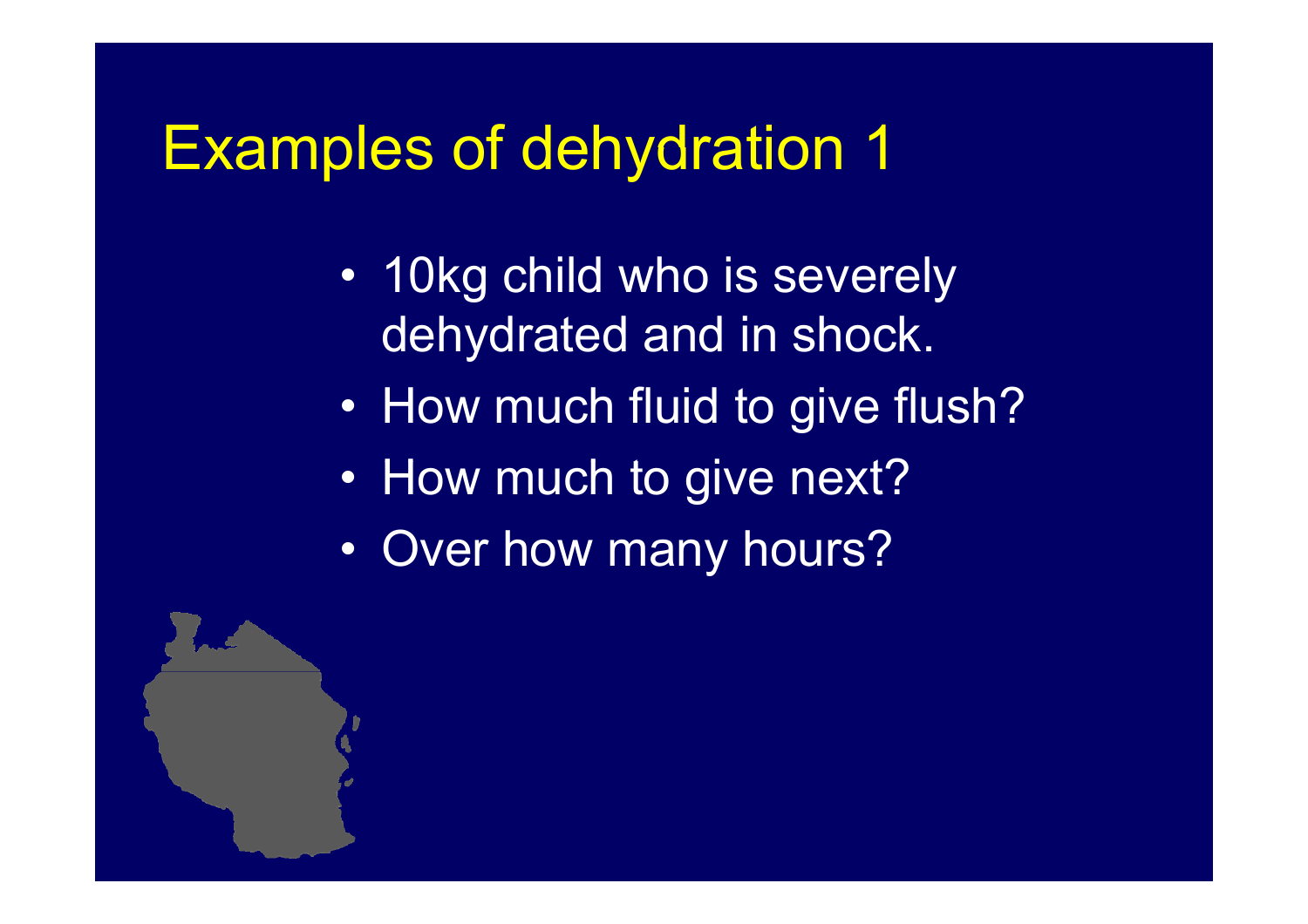# Examples of dehydration 1

- 10kg child who is severely dehydrated and in shock.
- How much fluid to give flush?
- How much to give next?
- Over how many hours?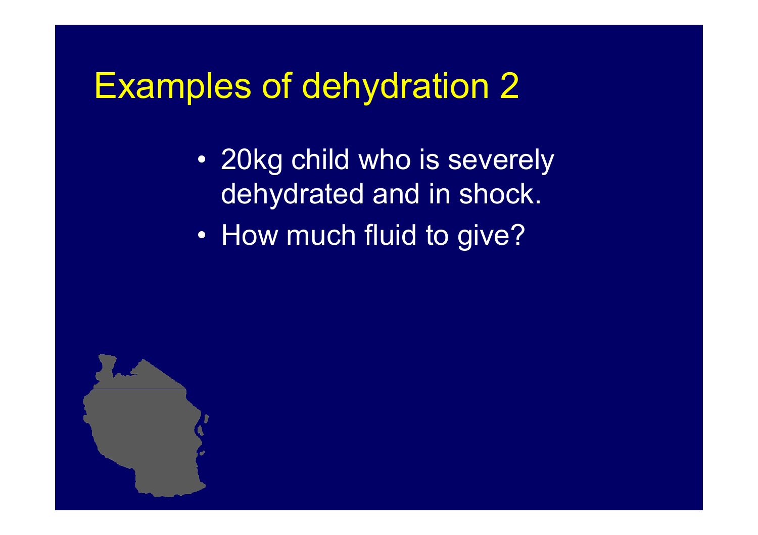# Examples of dehydration 2

- 20kg child who is severely dehydrated and in shock.
- How much fluid to give?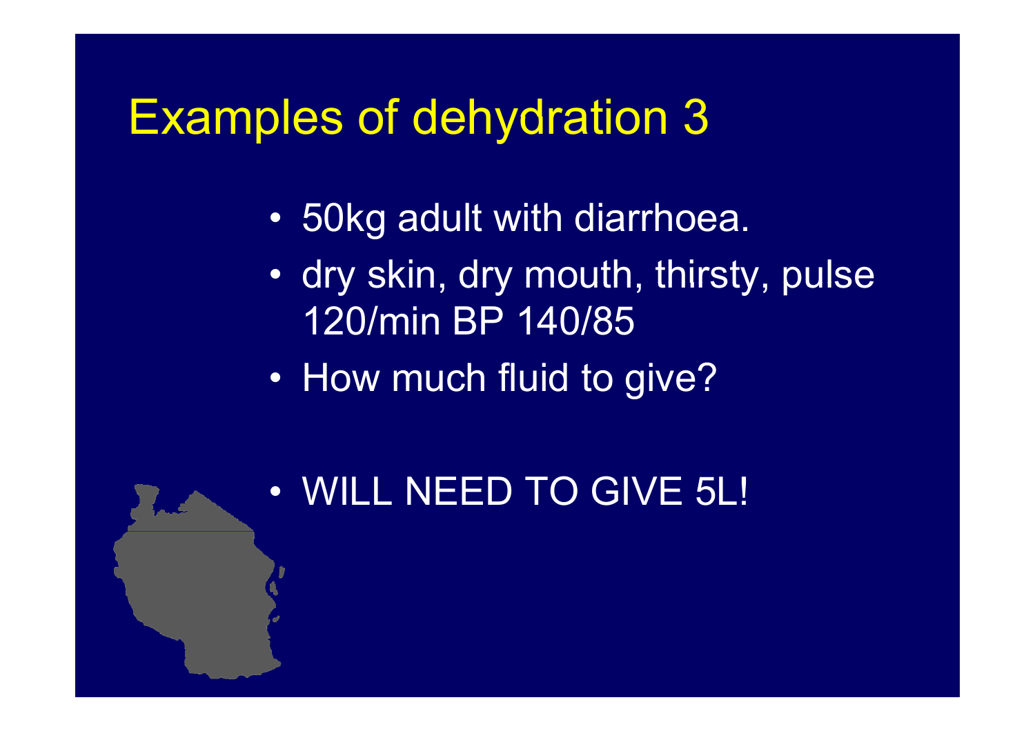# Examples of dehydration 3

- 50kg adult with diarrhoea.
- dry skin, dry mouth, thirsty, pulse 120/min BP 140/85
- How much fluid to give?
- WILL NEED TO GIVE 5L!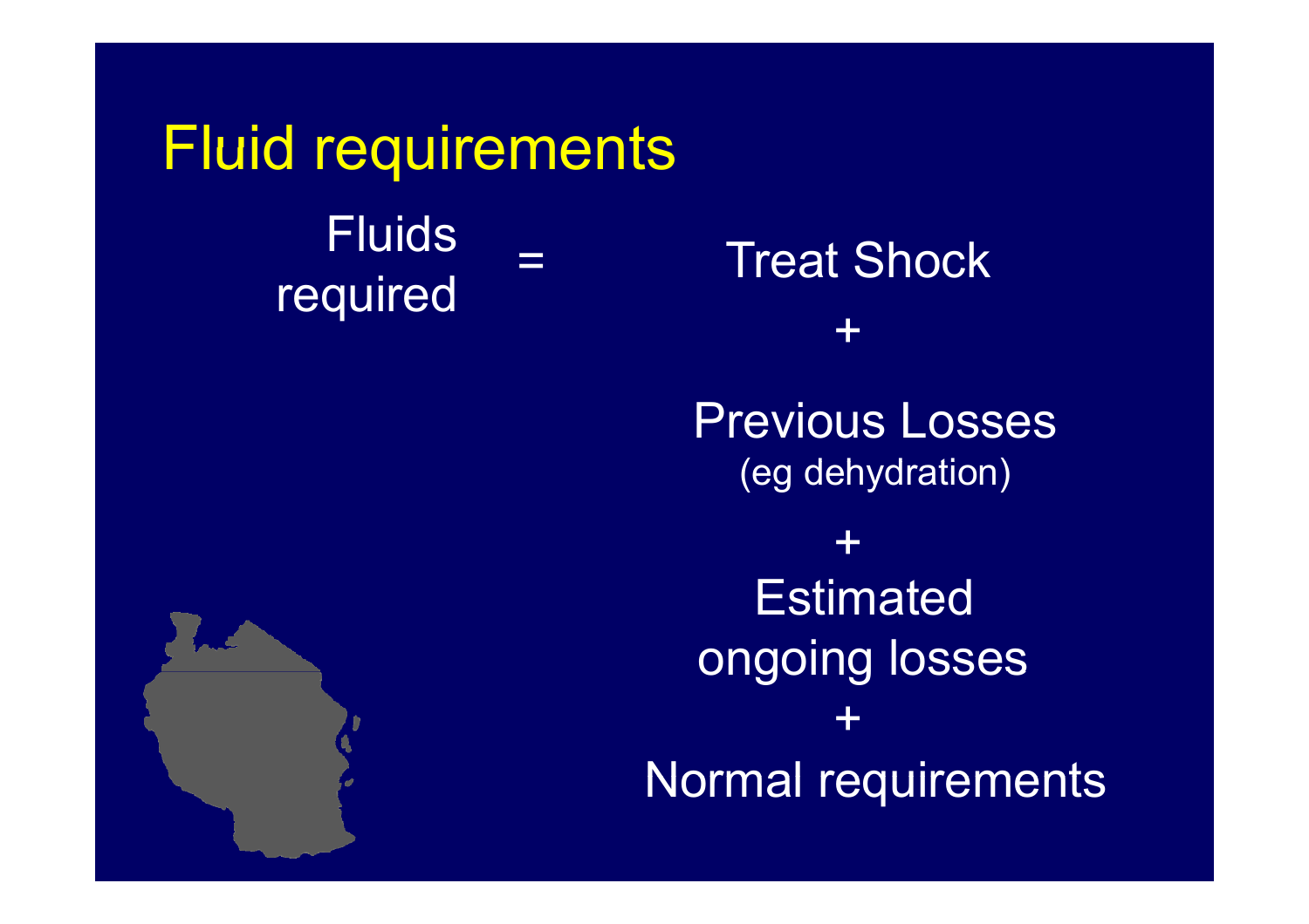# Fluid requirements

Fluids required = Treat Shock

+

Previous Losses
(eg dehydration)

+

Estimated ongoing losses

+

Normal requirements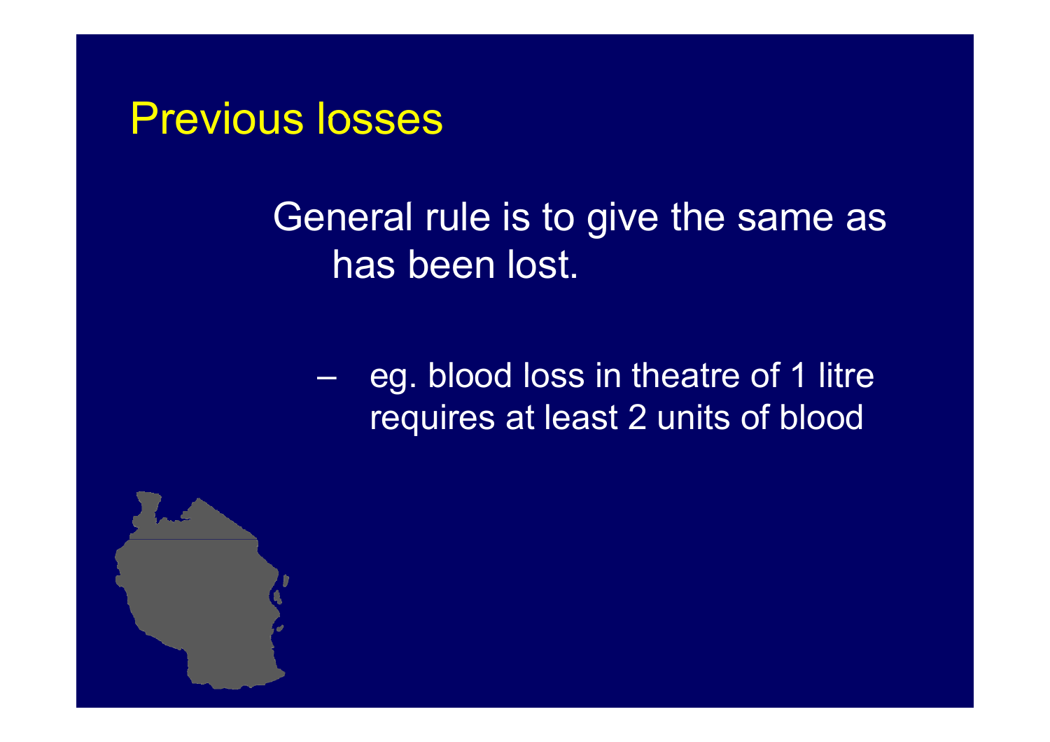# Previous losses

General rule is to give the same as has been lost.

- eg. blood loss in theatre of 1 litre requires at least 2 units of blood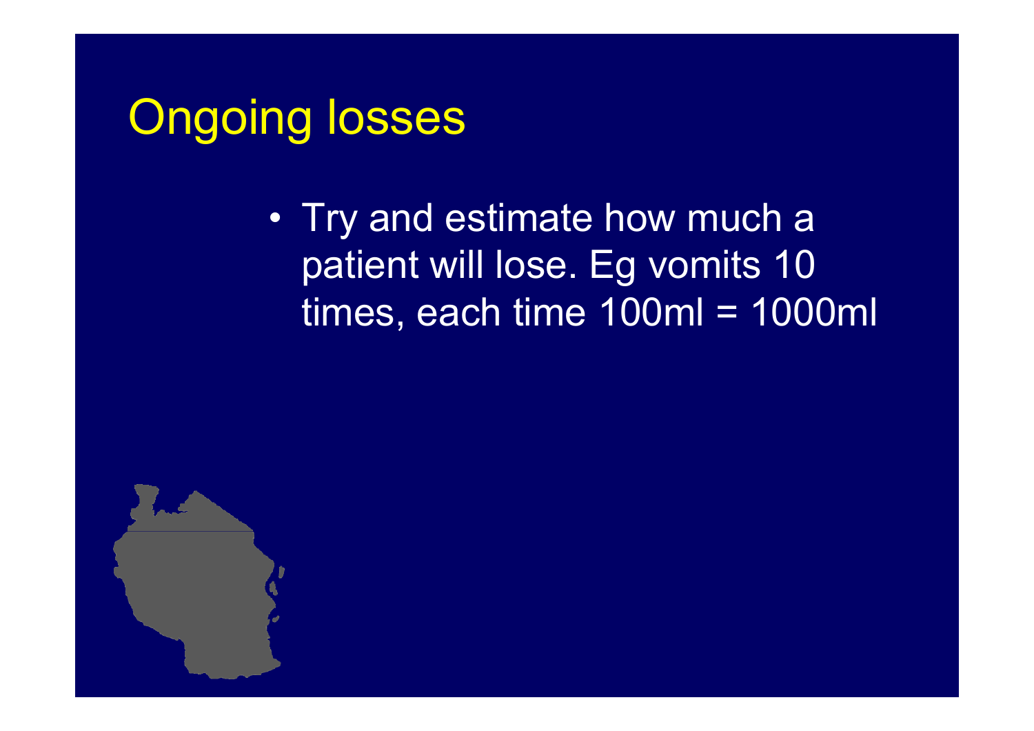# Ongoing losses

- Try and estimate how much a patient will lose. Eg vomits 10 times, each time 100ml = 1000ml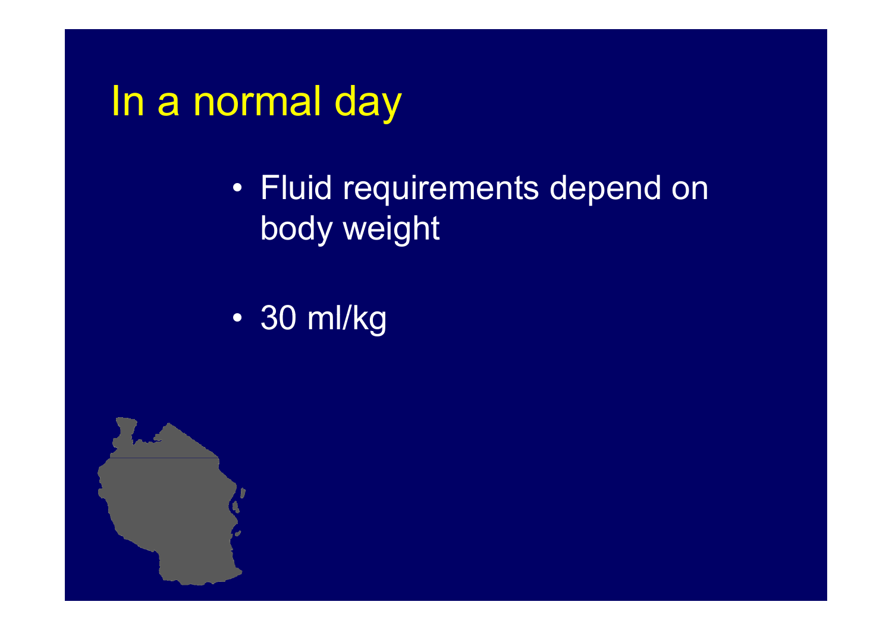# In a normal day

- Fluid requirements depend on body weight
- 30 ml/kg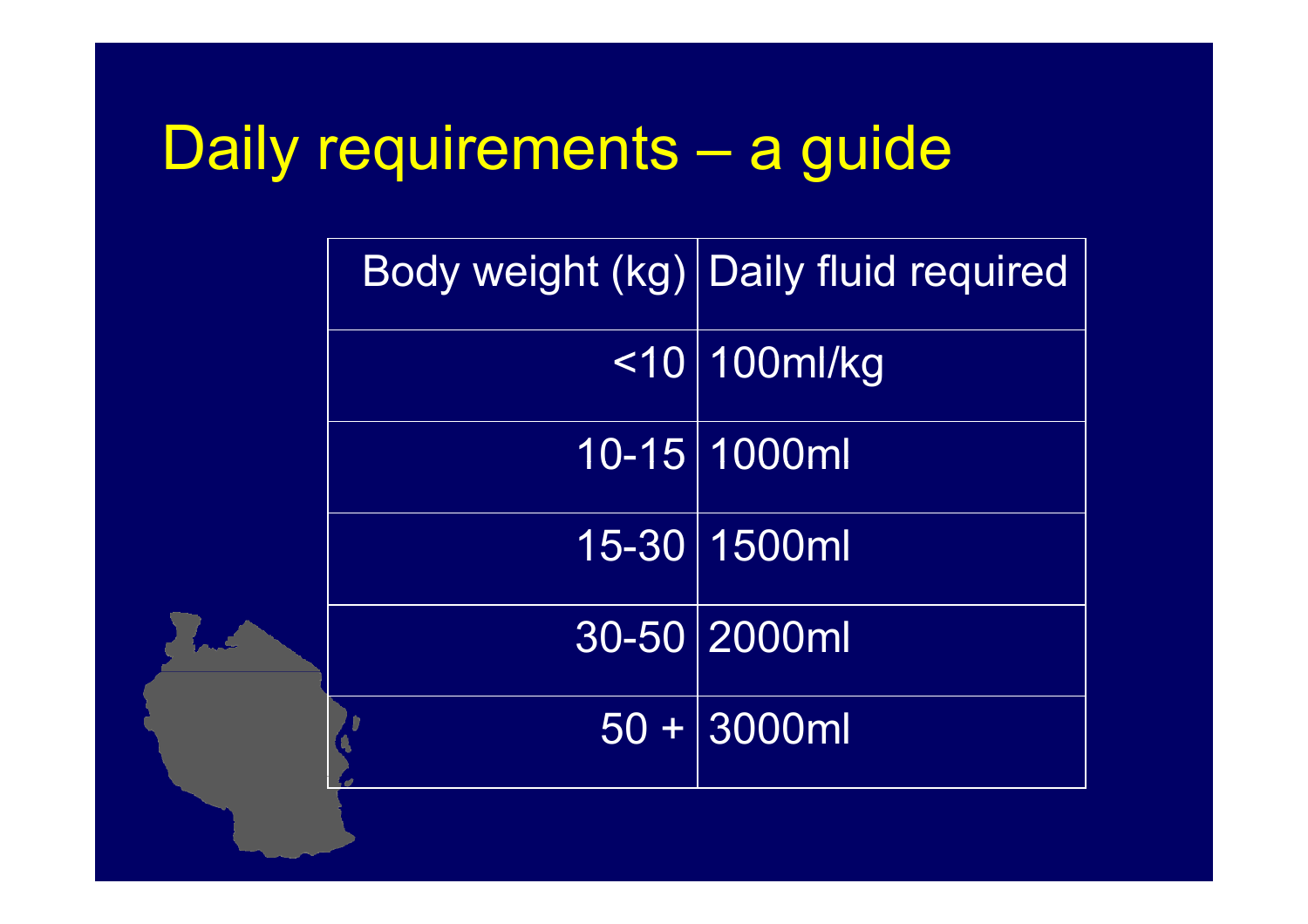# Daily requirements – a guide

| Body weight (kg) | Daily fluid required |
|---|---|
| <10 | 100ml/kg |
| 10-15 | 1000ml |
| 15-30 | 1500ml |
| 30-50 | 2000ml |
| 50 + | 3000ml |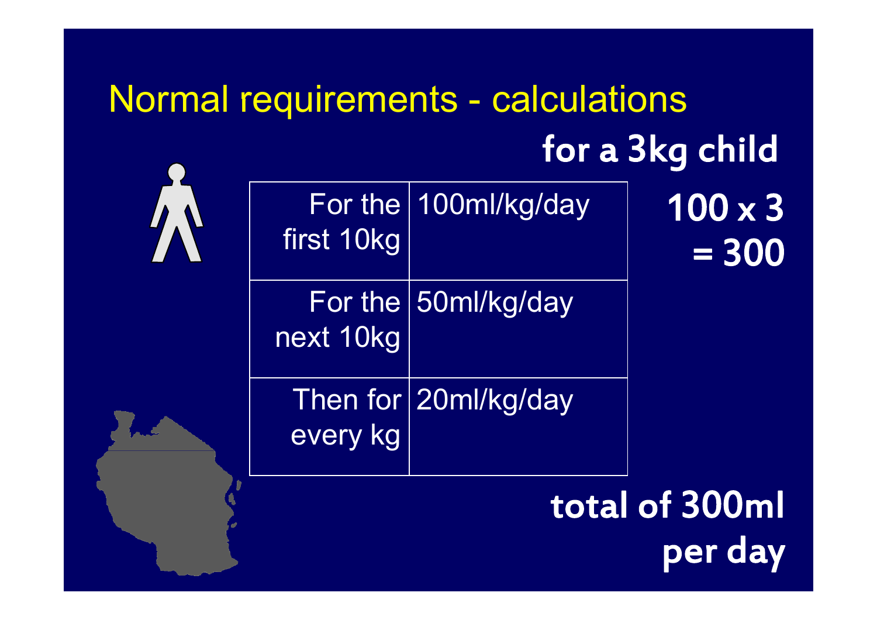# Normal requirements - calculations

**for a 3kg child**

| | |
|---|---|
| For the first 10kg | 100ml/kg/day |
| For the next 10kg | 50ml/kg/day |
| Then for every kg | 20ml/kg/day |

**100 x 3 = 300**

**total of 300ml per day**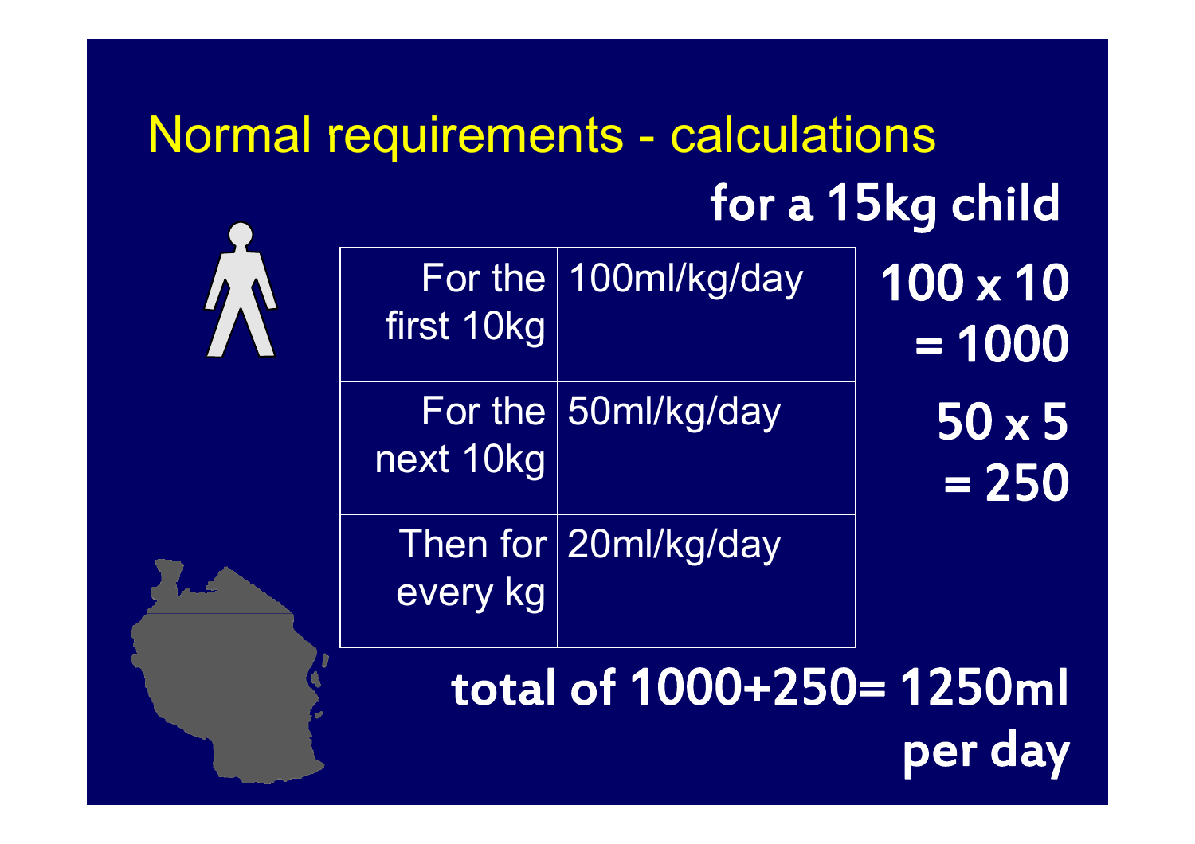# Normal requirements - calculations

**for a 15kg child**

| | | |
|---|---|---|
| For the first 10kg | 100ml/kg/day | **100 x 10 = 1000** |
| For the next 10kg | 50ml/kg/day | **50 x 5 = 250** |
| Then for every kg | 20ml/kg/day | |

**total of 1000+250= 1250ml per day**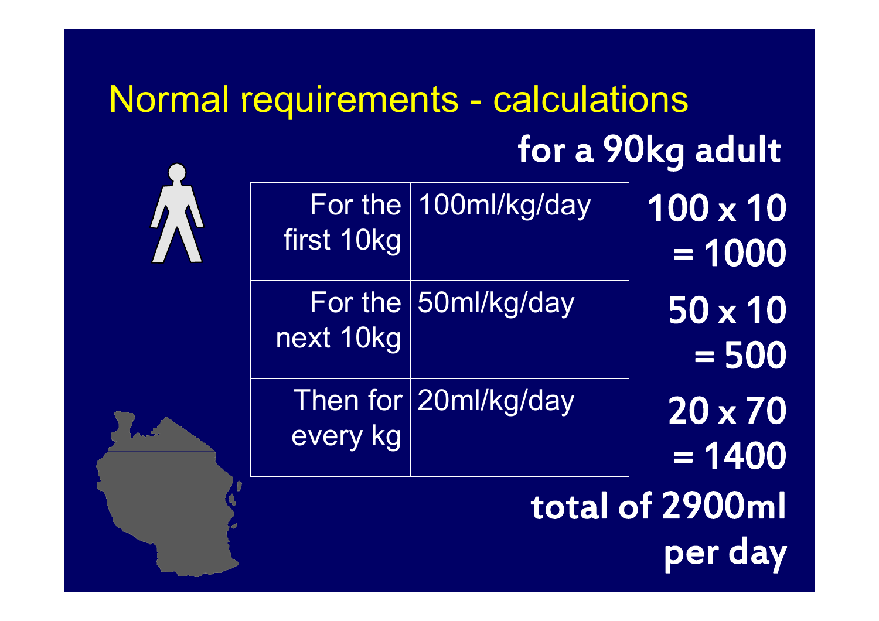# Normal requirements - calculations

**for a 90kg adult**

| | | |
|---|---|---|
| For the first 10kg | 100ml/kg/day | **100 x 10 = 1000** |
| For the next 10kg | 50ml/kg/day | **50 x 10 = 500** |
| Then for every kg | 20ml/kg/day | **20 x 70 = 1400** |

**total of 2900ml per day**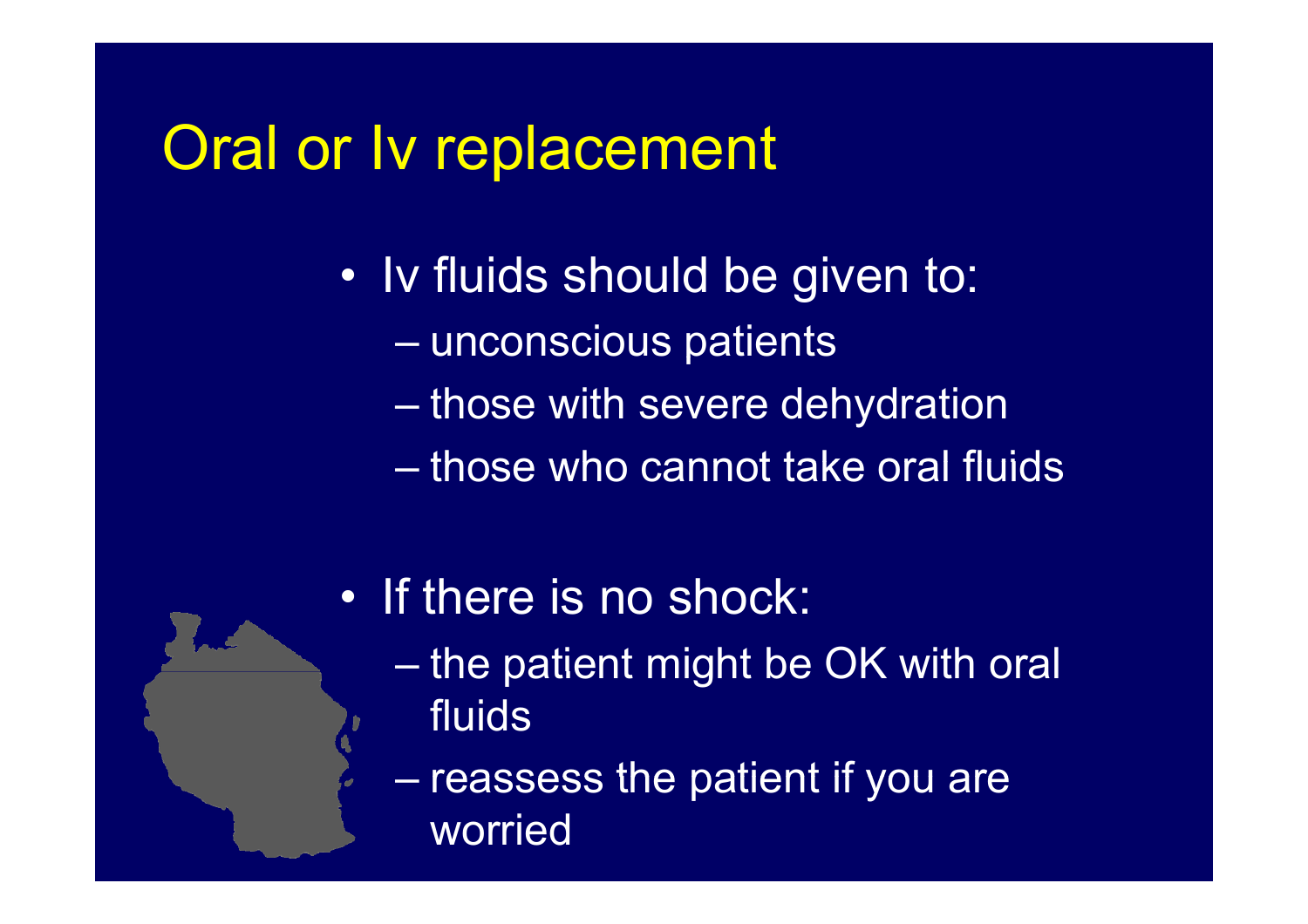# Oral or Iv replacement

- Iv fluids should be given to:
  - unconscious patients
  - those with severe dehydration
  - those who cannot take oral fluids

- If there is no shock:
  - the patient might be OK with oral fluids
  - reassess the patient if you are worried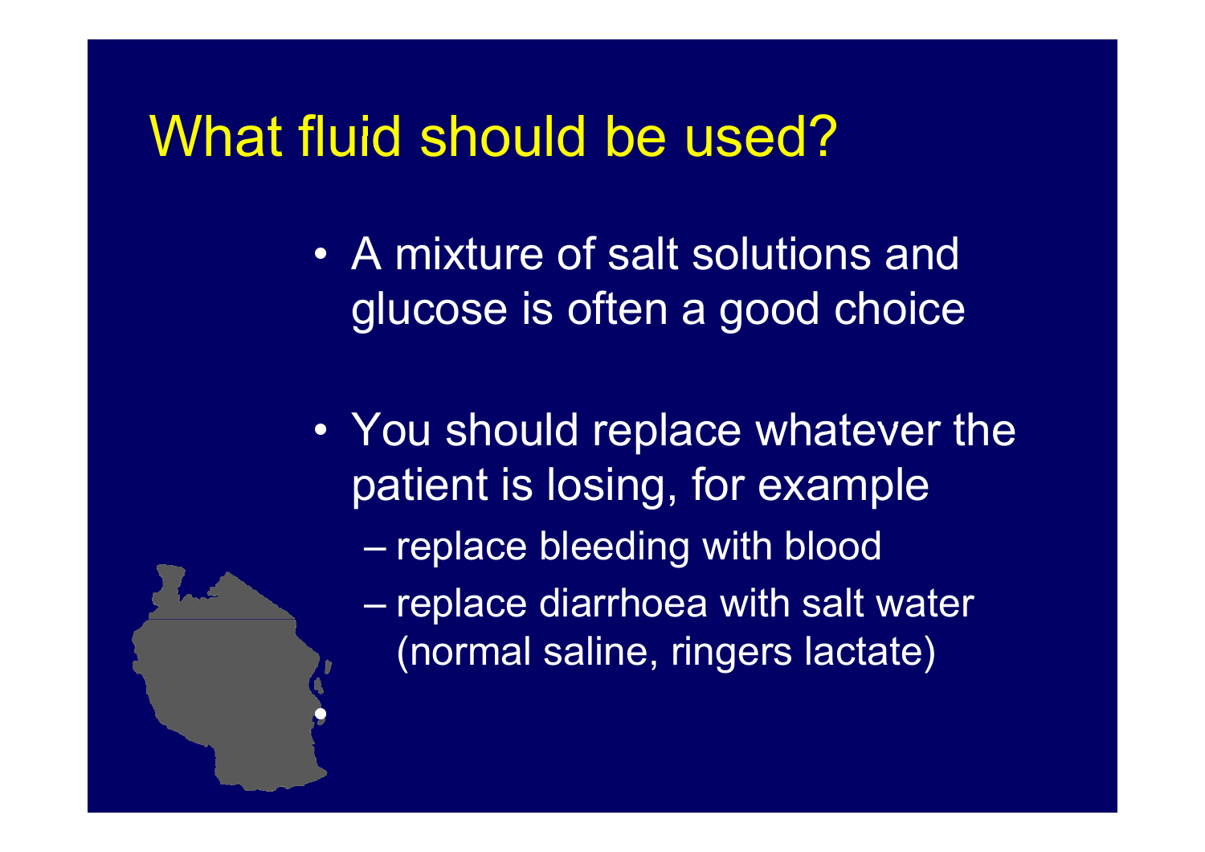# What fluid should be used?

- A mixture of salt solutions and glucose is often a good choice
- You should replace whatever the patient is losing, for example
  - replace bleeding with blood
  - replace diarrhoea with salt water (normal saline, ringers lactate)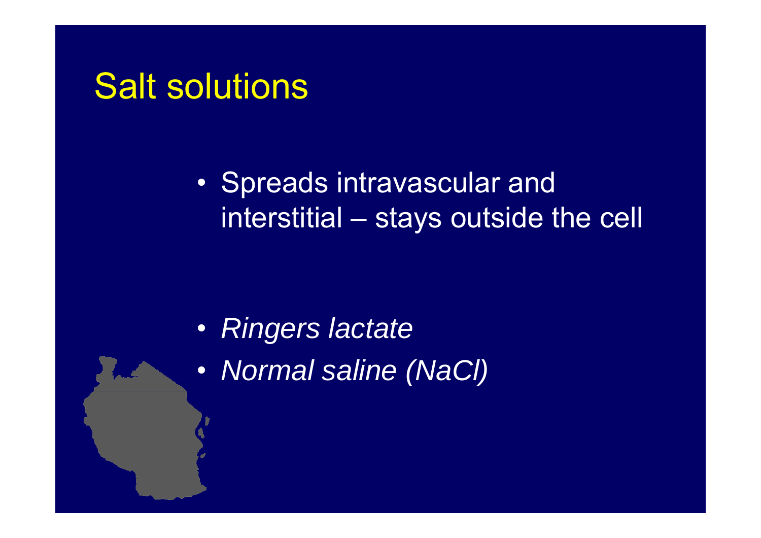# Salt solutions

- Spreads intravascular and interstitial – stays outside the cell

- *Ringers lactate*
- *Normal saline (NaCl)*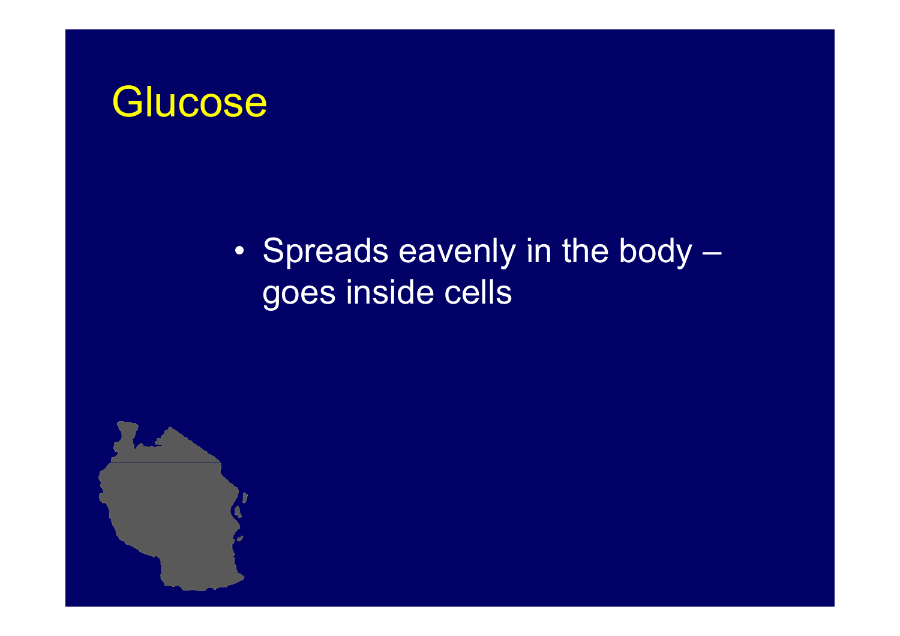# Glucose

- Spreads eavenly in the body – goes inside cells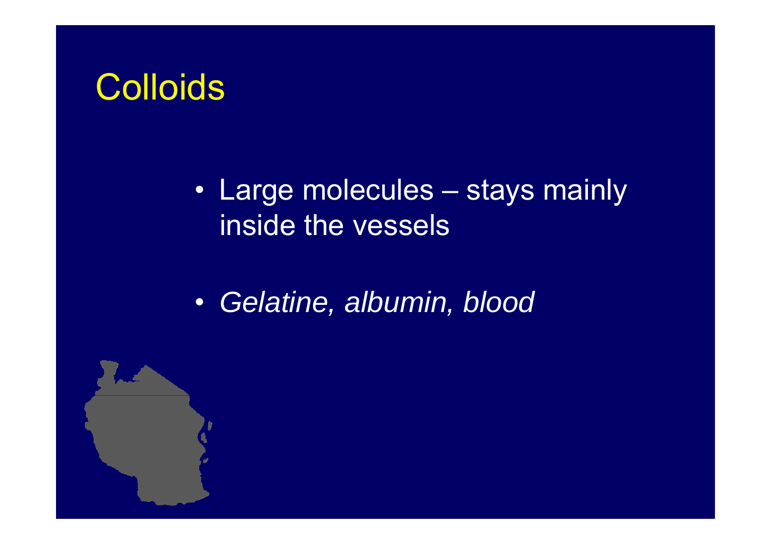# Colloids

- Large molecules – stays mainly inside the vessels
- *Gelatine, albumin, blood*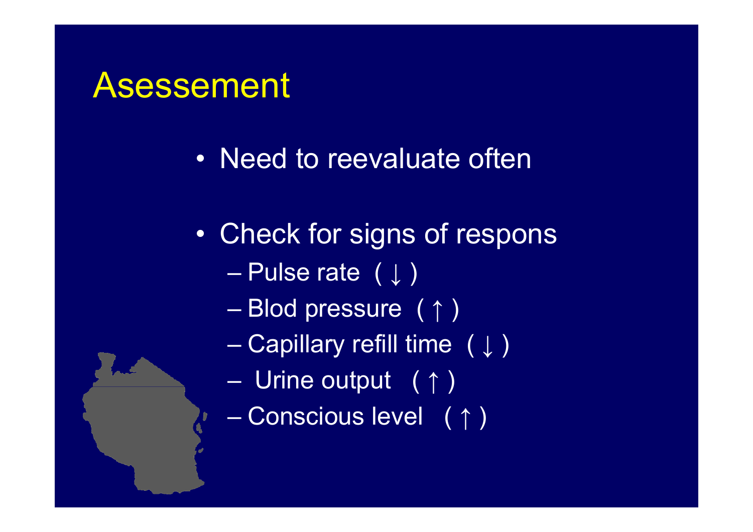# Asesseement

- Need to reevaluate often
- Check for signs of respons
  - Pulse rate ( ↓ )
  - Blod pressure ( ↑ )
  - Capillary refill time ( ↓ )
  - Urine output ( ↑ )
  - Conscious level ( ↑ )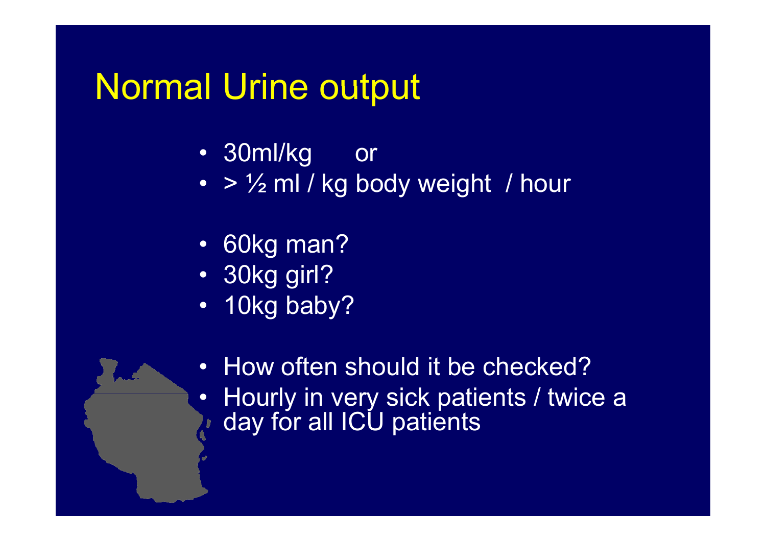# Normal Urine output

- 30ml/kg or
- > ½ ml / kg body weight / hour

- 60kg man?
- 30kg girl?
- 10kg baby?

- How often should it be checked?
- Hourly in very sick patients / twice a day for all ICU patients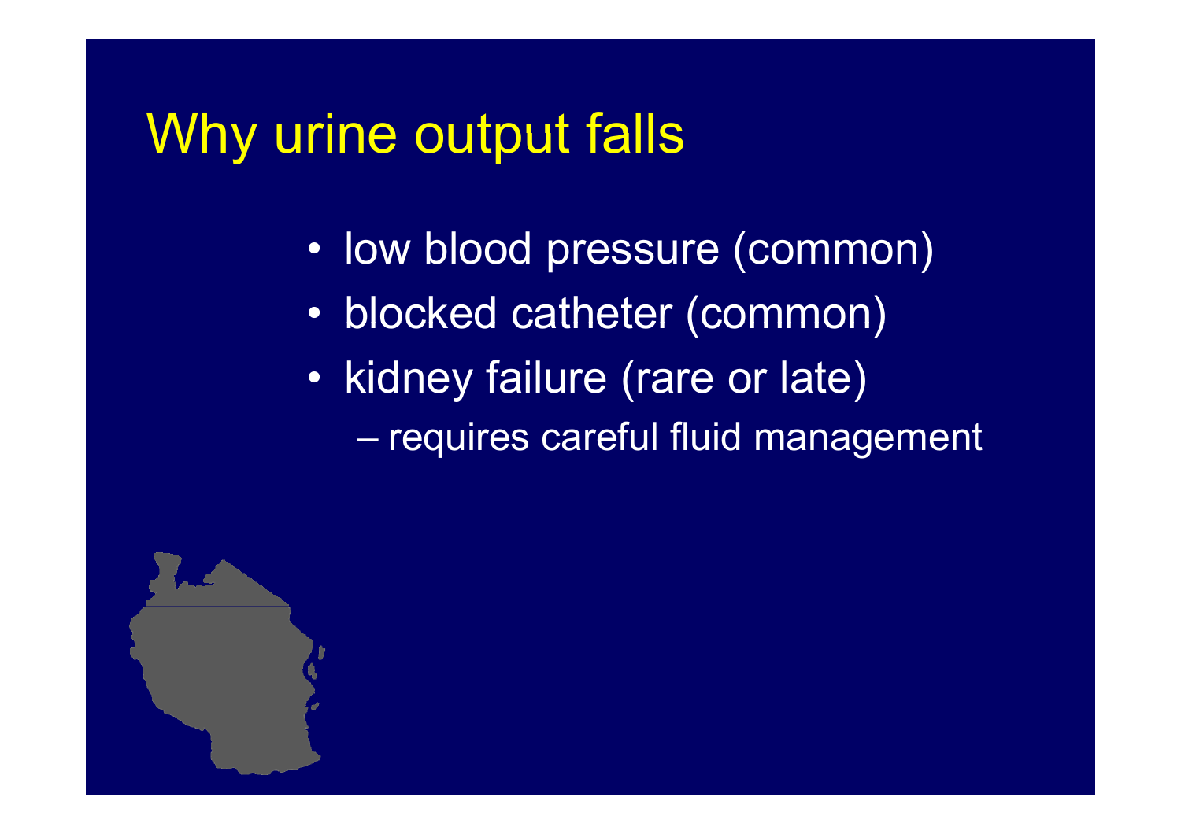# Why urine output falls

- low blood pressure (common)
- blocked catheter (common)
- kidney failure (rare or late)
  - requires careful fluid management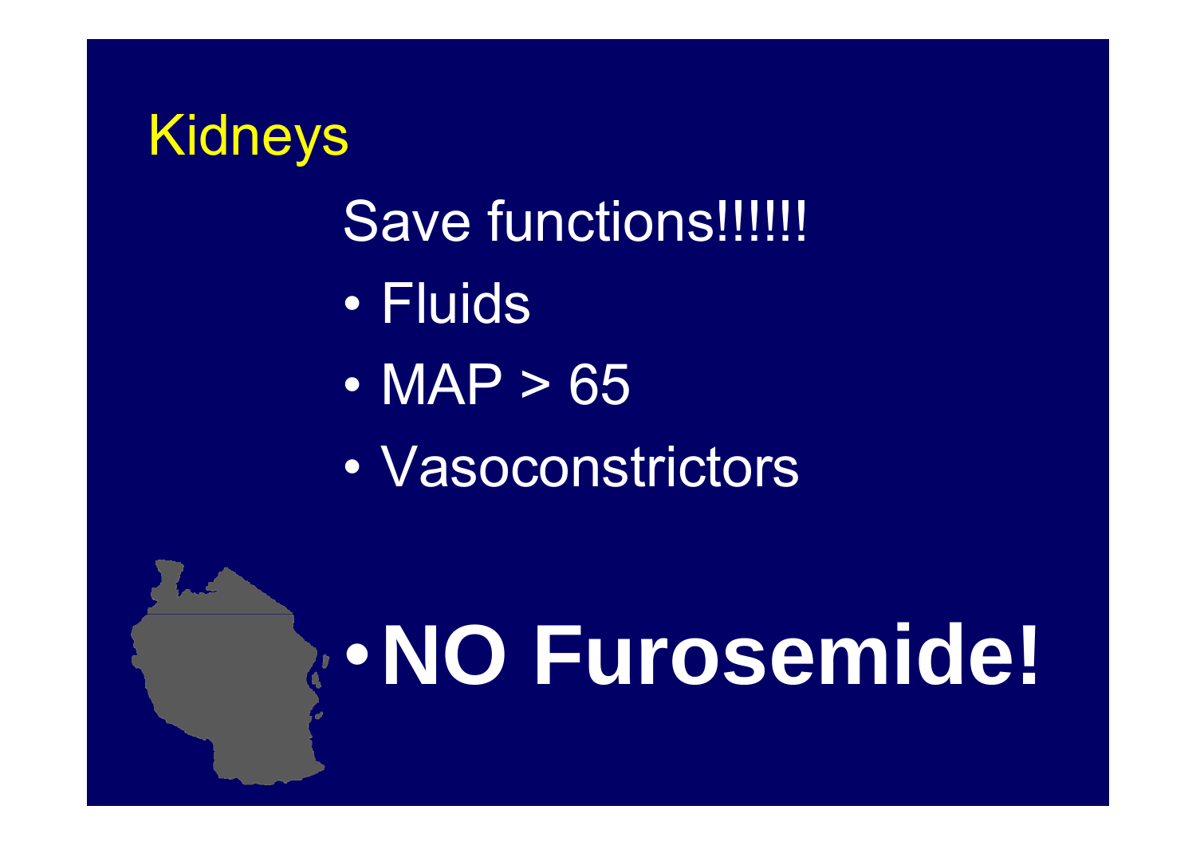# Kidneys

## Save functions!!!!!!

- Fluids
- MAP > 65
- Vasoconstrictors

- **NO Furosemide!**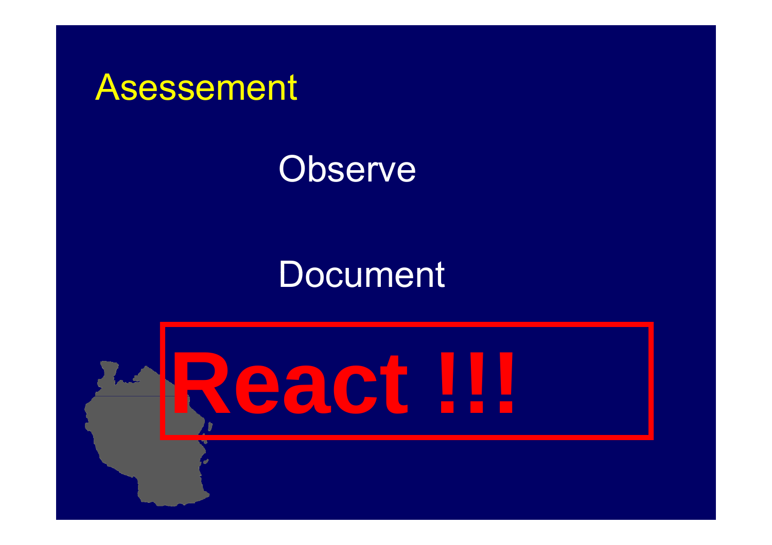# Asesseement

Observe

Document

**React !!!**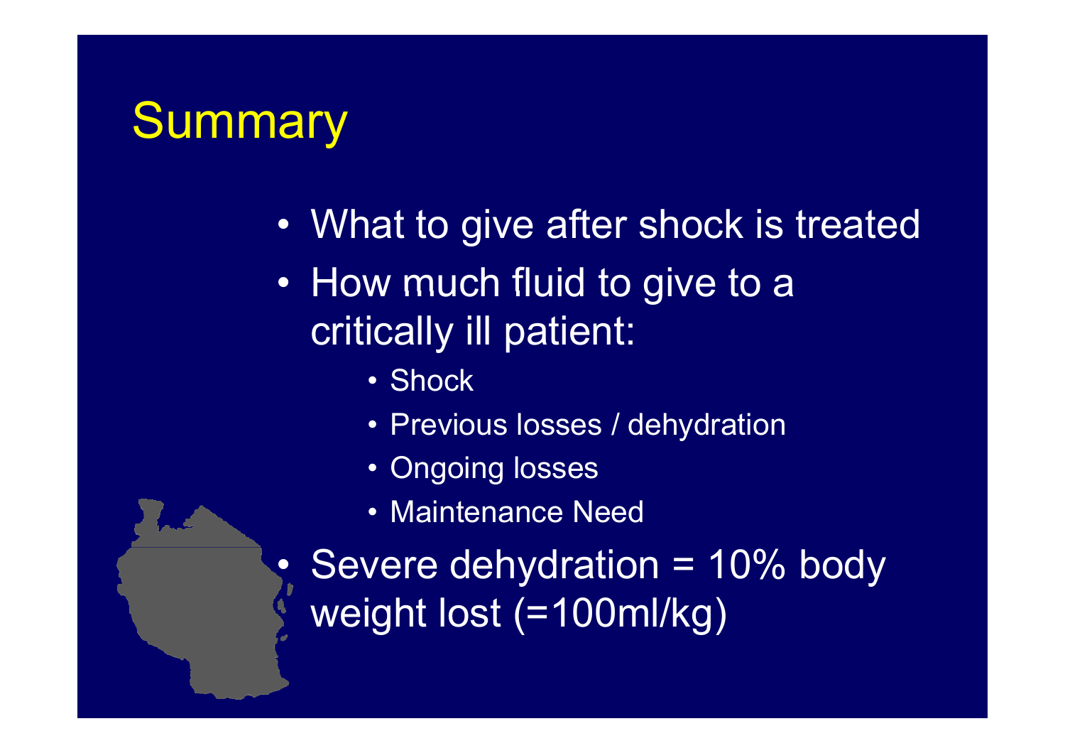# Summary

- What to give after shock is treated
- How much fluid to give to a critically ill patient:
  - Shock
  - Previous losses / dehydration
  - Ongoing losses
  - Maintenance Need
- Severe dehydration = 10% body weight lost (=100ml/kg)